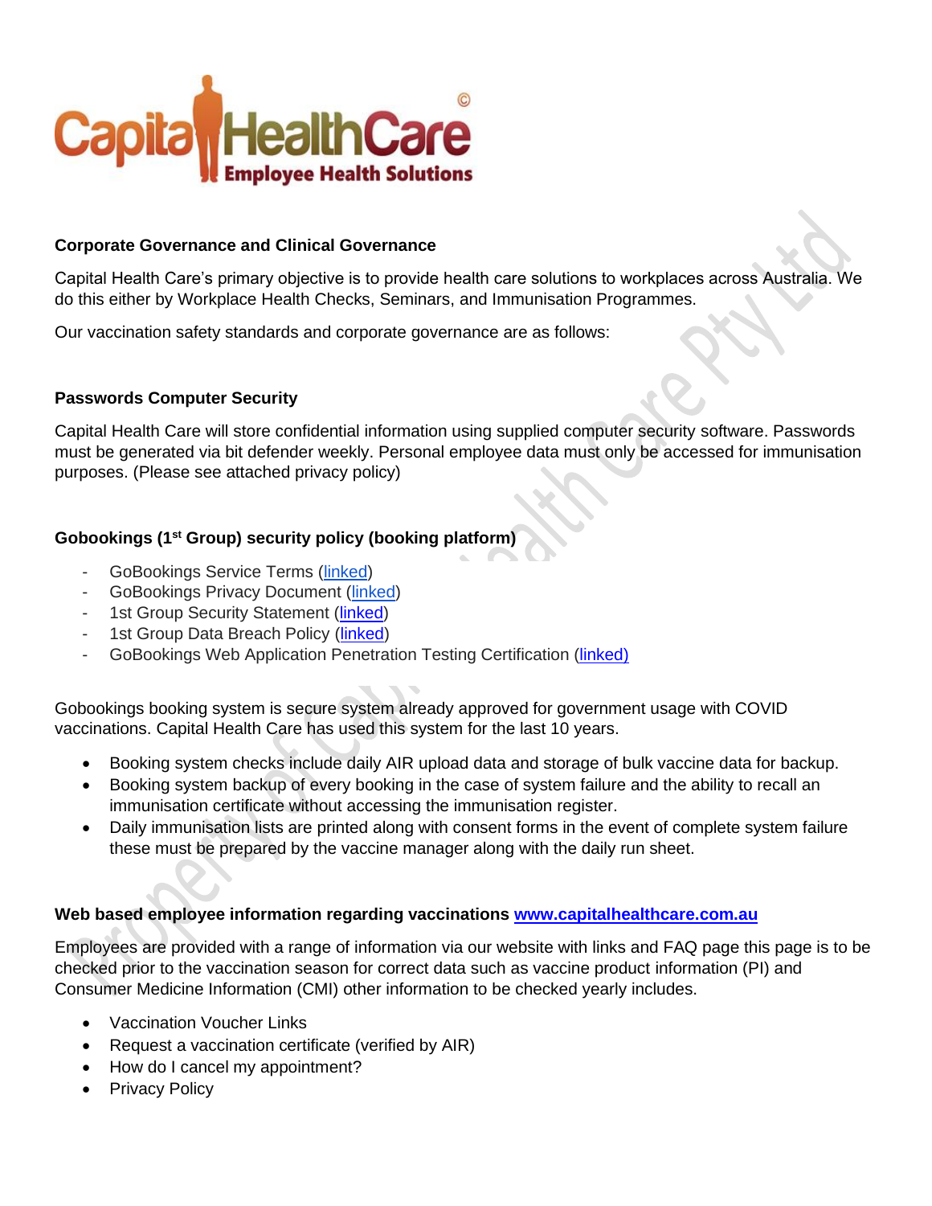**Corporate Governance and Clinical Governance**

Capital Health Care's primary objective is to provide health care solutions to workplaces across Australia. We do this either by Workplace Health Checks, Seminars, and Immunisation Programmes.

Our vaccination safety standards and corporate governance are as follows:

**Passwords Computer Security**

Capital Health Care will store confidential information using supplied computer security software. Passwords must be generated via bit defender weekly. Personal employee data must only be accessed for immunisation purposes. (Please see attached privacy policy)

**Gobookings (1st Group) security policy (booking platform)**

- GoBookings Service Terms (linked)
- GoBookings Privacy Document (linked)
- 1st Group Security Statement (linked)
- 1st Group Data Breach Policy (linked)
- GoBookings Web Application Penetration Testing Certification (linked)

Gobookings booking system is secure system already approved for government usage with COVID vaccinations. Capital Health Care has used this system for the last 10 years.

- Booking system checks include daily AIR upload data and storage of bulk vaccine data for backup.
- Booking system backup of every booking in the case of system failure and the ability to recall an immunisation certificate without accessing the immunisation register.
- Daily immunisation lists are printed along with consent forms in the event of complete system failure these must be prepared by the vaccine manager along with the daily run sheet.

**Web based employee information regarding vaccinations www.capitalhealthcare.com.au**

Employees are provided with a range of information via our website with links and FAQ page this page is to be checked prior to the vaccination season for correct data such as vaccine product information (PI) and Consumer Medicine Information (CMI) other information to be checked yearly includes.

- Vaccination Voucher Links
- Request a vaccination certificate (verified by AIR)
- How do I cancel my appointment?
- Privacy Policy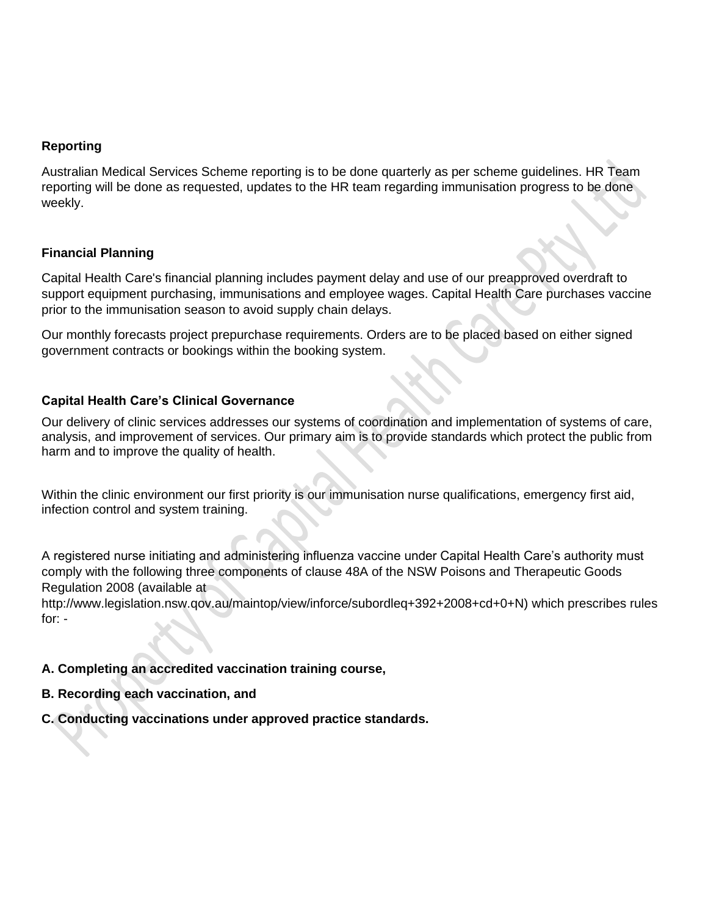**Reporting**

Australian Medical Services Scheme reporting is to be done quarterly as per scheme guidelines. HR Team reporting will be done as requested, updates to the HR team regarding immunisation progress to be done weekly.

**Financial Planning**

Capital Health Care's financial planning includes payment delay and use of our preapproved overdraft to support equipment purchasing, immunisations and employee wages. Capital Health Care purchases vaccine prior to the immunisation season to avoid supply chain delays.

Our monthly forecasts project prepurchase requirements. Orders are to be placed based on either signed government contracts or bookings within the booking system.

**Capital Health Care's Clinical Governance**

Our delivery of clinic services addresses our systems of coordination and implementation of systems of care, analysis, and improvement of services. Our primary aim is to provide standards which protect the public from harm and to improve the quality of health.

Within the clinic environment our first priority is our immunisation nurse qualifications, emergency first aid, infection control and system training.

A registered nurse initiating and administering influenza vaccine under Capital Health Care's authority must comply with the following three components of clause 48A of the NSW Poisons and Therapeutic Goods Regulation 2008 (available at http://www.legislation.nsw.qov.au/maintop/view/inforce/subordleq+392+2008+cd+0+N) which prescribes rules for: -

**A. Completing an accredited vaccination training course,**

**B. Recording each vaccination, and**

**C. Conducting vaccinations under approved practice standards.**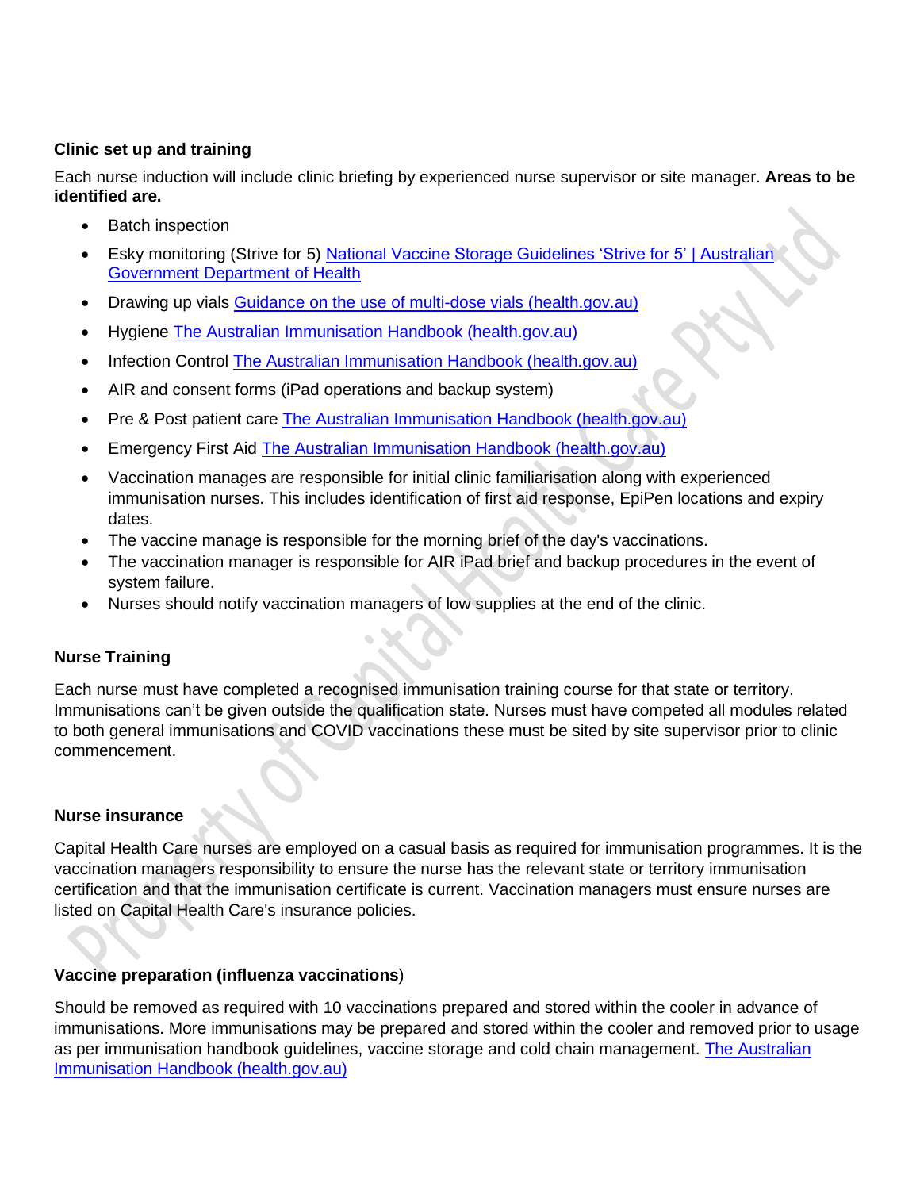**Clinic set up and training**

Each nurse induction will include clinic briefing by experienced nurse supervisor or site manager. **Areas to be identified are.**

- Batch inspection
- Esky monitoring (Strive for 5) [National Vaccine Storage Guidelines 'Strive for 5' | Australian Government Department of Health]
- Drawing up vials [Guidance on the use of multi-dose vials (health.gov.au)]
- Hygiene [The Australian Immunisation Handbook (health.gov.au)]
- Infection Control [The Australian Immunisation Handbook (health.gov.au)]
- AIR and consent forms (iPad operations and backup system)
- Pre & Post patient care [The Australian Immunisation Handbook (health.gov.au)]
- Emergency First Aid [The Australian Immunisation Handbook (health.gov.au)]
- Vaccination manages are responsible for initial clinic familiarisation along with experienced immunisation nurses. This includes identification of first aid response, EpiPen locations and expiry dates.
- The vaccine manage is responsible for the morning brief of the day's vaccinations.
- The vaccination manager is responsible for AIR iPad brief and backup procedures in the event of system failure.
- Nurses should notify vaccination managers of low supplies at the end of the clinic.

**Nurse Training**

Each nurse must have completed a recognised immunisation training course for that state or territory. Immunisations can't be given outside the qualification state. Nurses must have competed all modules related to both general immunisations and COVID vaccinations these must be sited by site supervisor prior to clinic commencement.

**Nurse insurance**

Capital Health Care nurses are employed on a casual basis as required for immunisation programmes. It is the vaccination managers responsibility to ensure the nurse has the relevant state or territory immunisation certification and that the immunisation certificate is current. Vaccination managers must ensure nurses are listed on Capital Health Care's insurance policies.

**Vaccine preparation (influenza vaccinations**)

Should be removed as required with 10 vaccinations prepared and stored within the cooler in advance of immunisations. More immunisations may be prepared and stored within the cooler and removed prior to usage as per immunisation handbook guidelines, vaccine storage and cold chain management. [The Australian Immunisation Handbook (health.gov.au)]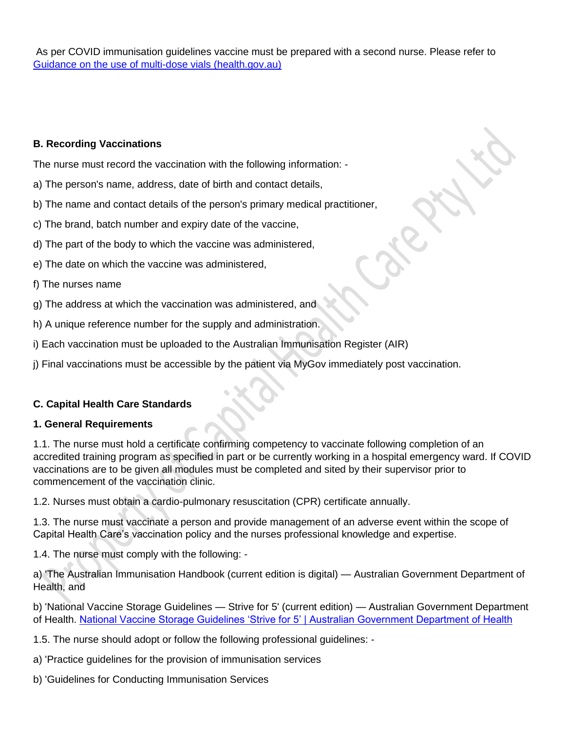As per COVID immunisation guidelines vaccine must be prepared with a second nurse. Please refer to [Guidance on the use of multi-dose vials (health.gov.au)](#)

**B. Recording Vaccinations**

The nurse must record the vaccination with the following information: -

a) The person's name, address, date of birth and contact details,

b) The name and contact details of the person's primary medical practitioner,

c) The brand, batch number and expiry date of the vaccine,

d) The part of the body to which the vaccine was administered,

e) The date on which the vaccine was administered,

f) The nurses name

g) The address at which the vaccination was administered, and

h) A unique reference number for the supply and administration.

i) Each vaccination must be uploaded to the Australian Immunisation Register (AIR)

j) Final vaccinations must be accessible by the patient via MyGov immediately post vaccination.

**C. Capital Health Care Standards**

**1. General Requirements**

1.1. The nurse must hold a certificate confirming competency to vaccinate following completion of an accredited training program as specified in part or be currently working in a hospital emergency ward. If COVID vaccinations are to be given all modules must be completed and sited by their supervisor prior to commencement of the vaccination clinic.

1.2. Nurses must obtain a cardio-pulmonary resuscitation (CPR) certificate annually.

1.3. The nurse must vaccinate a person and provide management of an adverse event within the scope of Capital Health Care's vaccination policy and the nurses professional knowledge and expertise.

1.4. The nurse must comply with the following: -

a) 'The Australian Immunisation Handbook (current edition is digital) — Australian Government Department of Health, and

b) 'National Vaccine Storage Guidelines — Strive for 5' (current edition) — Australian Government Department of Health. [National Vaccine Storage Guidelines 'Strive for 5' | Australian Government Department of Health](#)

1.5. The nurse should adopt or follow the following professional guidelines: -

a) 'Practice guidelines for the provision of immunisation services

b) 'Guidelines for Conducting Immunisation Services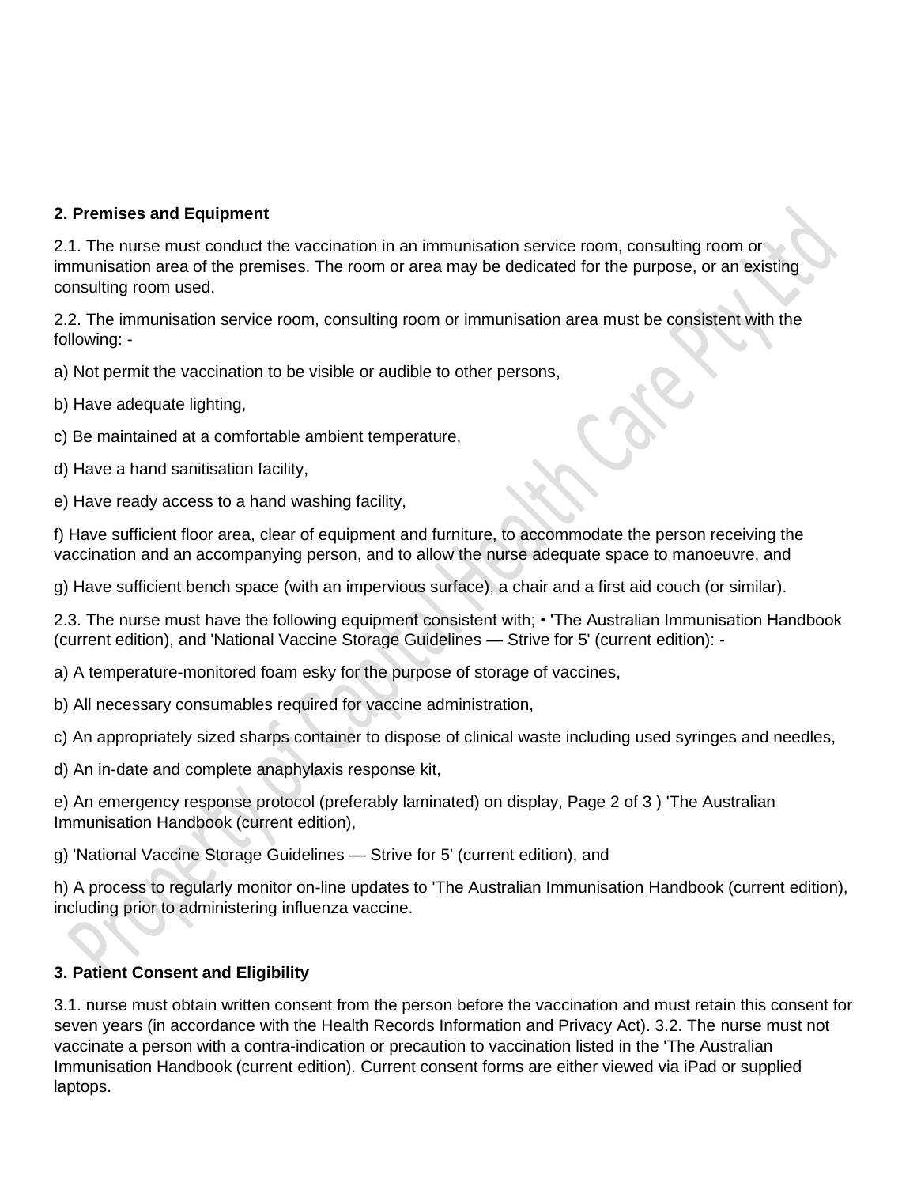**2. Premises and Equipment**

2.1. The nurse must conduct the vaccination in an immunisation service room, consulting room or immunisation area of the premises. The room or area may be dedicated for the purpose, or an existing consulting room used.

2.2. The immunisation service room, consulting room or immunisation area must be consistent with the following: -

a) Not permit the vaccination to be visible or audible to other persons,

b) Have adequate lighting,

c) Be maintained at a comfortable ambient temperature,

d) Have a hand sanitisation facility,

e) Have ready access to a hand washing facility,

f) Have sufficient floor area, clear of equipment and furniture, to accommodate the person receiving the vaccination and an accompanying person, and to allow the nurse adequate space to manoeuvre, and

g) Have sufficient bench space (with an impervious surface), a chair and a first aid couch (or similar).

2.3. The nurse must have the following equipment consistent with; • 'The Australian Immunisation Handbook (current edition), and 'National Vaccine Storage Guidelines — Strive for 5' (current edition): -

a) A temperature-monitored foam esky for the purpose of storage of vaccines,

b) All necessary consumables required for vaccine administration,

c) An appropriately sized sharps container to dispose of clinical waste including used syringes and needles,

d) An in-date and complete anaphylaxis response kit,

e) An emergency response protocol (preferably laminated) on display, Page 2 of 3 ) 'The Australian Immunisation Handbook (current edition),

g) 'National Vaccine Storage Guidelines — Strive for 5' (current edition), and

h) A process to regularly monitor on-line updates to 'The Australian Immunisation Handbook (current edition), including prior to administering influenza vaccine.

**3. Patient Consent and Eligibility**

3.1. nurse must obtain written consent from the person before the vaccination and must retain this consent for seven years (in accordance with the Health Records Information and Privacy Act). 3.2. The nurse must not vaccinate a person with a contra-indication or precaution to vaccination listed in the 'The Australian Immunisation Handbook (current edition). Current consent forms are either viewed via iPad or supplied laptops.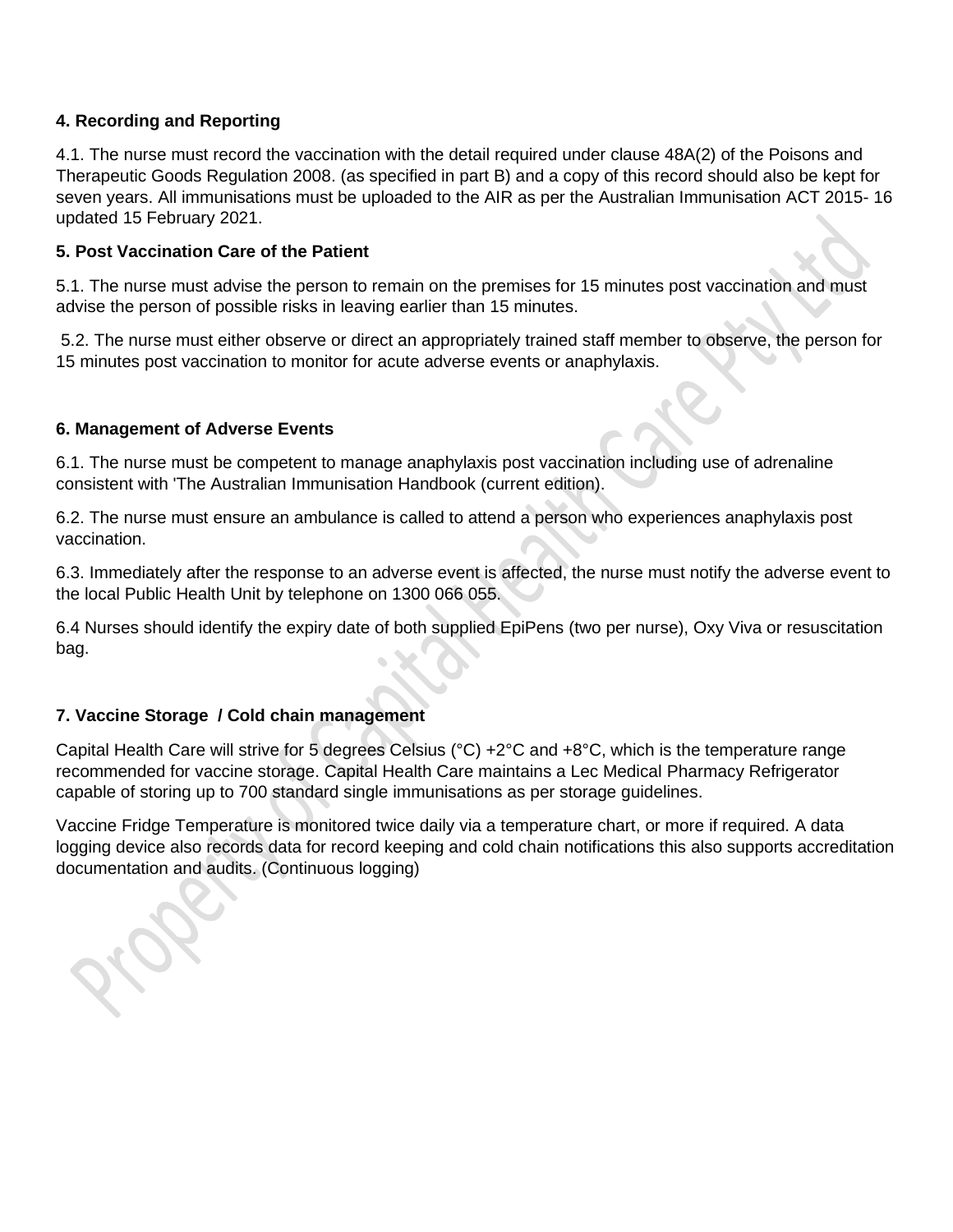### 4. Recording and Reporting

4.1. The nurse must record the vaccination with the detail required under clause 48A(2) of the Poisons and Therapeutic Goods Regulation 2008. (as specified in part B) and a copy of this record should also be kept for seven years. All immunisations must be uploaded to the AIR as per the Australian Immunisation ACT 2015- 16 updated 15 February 2021.

### 5. Post Vaccination Care of the Patient

5.1. The nurse must advise the person to remain on the premises for 15 minutes post vaccination and must advise the person of possible risks in leaving earlier than 15 minutes.

5.2. The nurse must either observe or direct an appropriately trained staff member to observe, the person for 15 minutes post vaccination to monitor for acute adverse events or anaphylaxis.

### 6. Management of Adverse Events

6.1. The nurse must be competent to manage anaphylaxis post vaccination including use of adrenaline consistent with 'The Australian Immunisation Handbook (current edition).

6.2. The nurse must ensure an ambulance is called to attend a person who experiences anaphylaxis post vaccination.

6.3. Immediately after the response to an adverse event is affected, the nurse must notify the adverse event to the local Public Health Unit by telephone on 1300 066 055.

6.4 Nurses should identify the expiry date of both supplied EpiPens (two per nurse), Oxy Viva or resuscitation bag.

### 7. Vaccine Storage / Cold chain management

Capital Health Care will strive for 5 degrees Celsius (°C) +2°C and +8°C, which is the temperature range recommended for vaccine storage. Capital Health Care maintains a Lec Medical Pharmacy Refrigerator capable of storing up to 700 standard single immunisations as per storage guidelines.

Vaccine Fridge Temperature is monitored twice daily via a temperature chart, or more if required. A data logging device also records data for record keeping and cold chain notifications this also supports accreditation documentation and audits. (Continuous logging)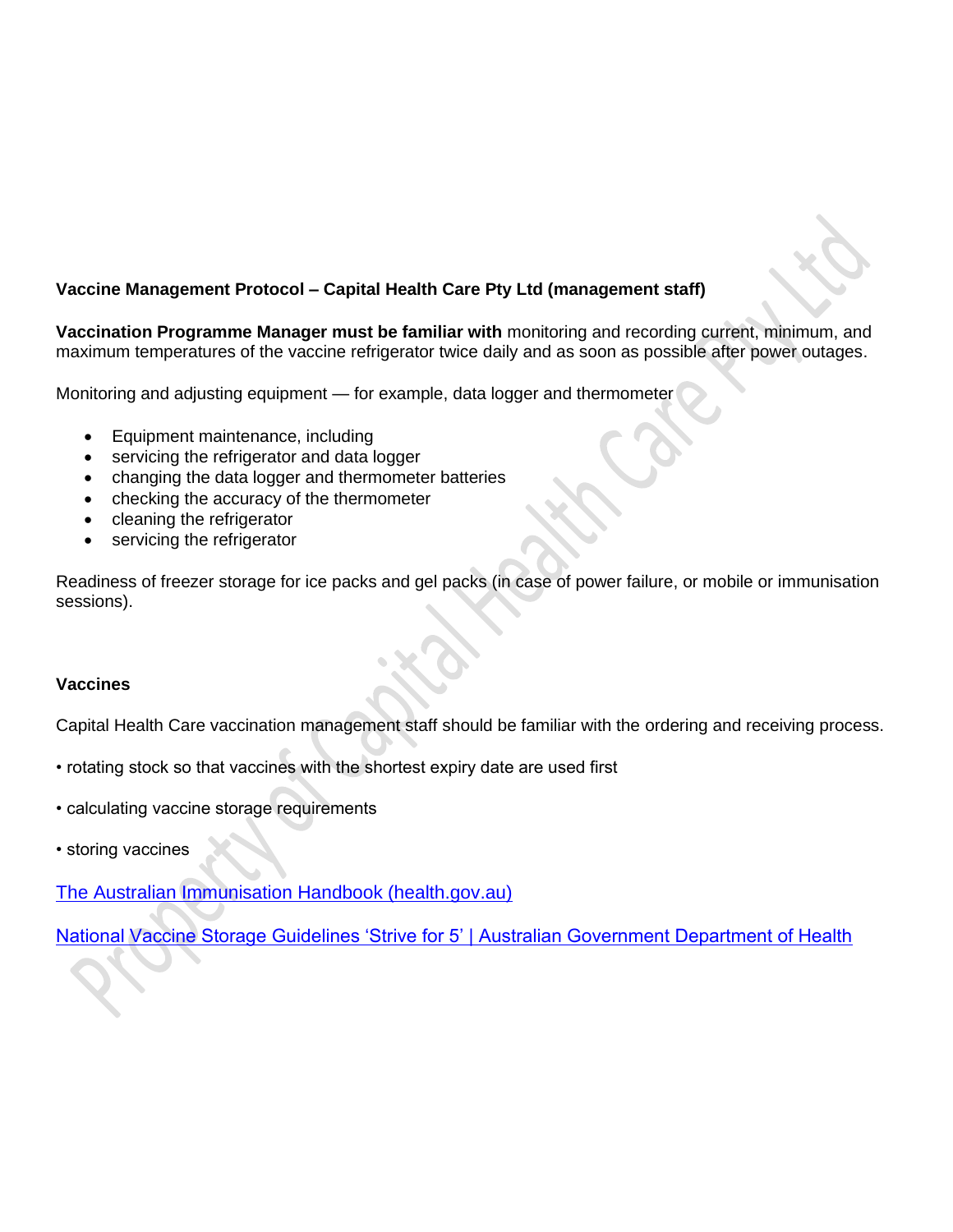**Vaccine Management Protocol – Capital Health Care Pty Ltd (management staff)**

**Vaccination Programme Manager must be familiar with** monitoring and recording current, minimum, and maximum temperatures of the vaccine refrigerator twice daily and as soon as possible after power outages.

Monitoring and adjusting equipment — for example, data logger and thermometer

- Equipment maintenance, including
- servicing the refrigerator and data logger
- changing the data logger and thermometer batteries
- checking the accuracy of the thermometer
- cleaning the refrigerator
- servicing the refrigerator

Readiness of freezer storage for ice packs and gel packs (in case of power failure, or mobile or immunisation sessions).

**Vaccines**

Capital Health Care vaccination management staff should be familiar with the ordering and receiving process.

• rotating stock so that vaccines with the shortest expiry date are used first

• calculating vaccine storage requirements

• storing vaccines

[The Australian Immunisation Handbook (health.gov.au)]()

[National Vaccine Storage Guidelines 'Strive for 5' | Australian Government Department of Health]()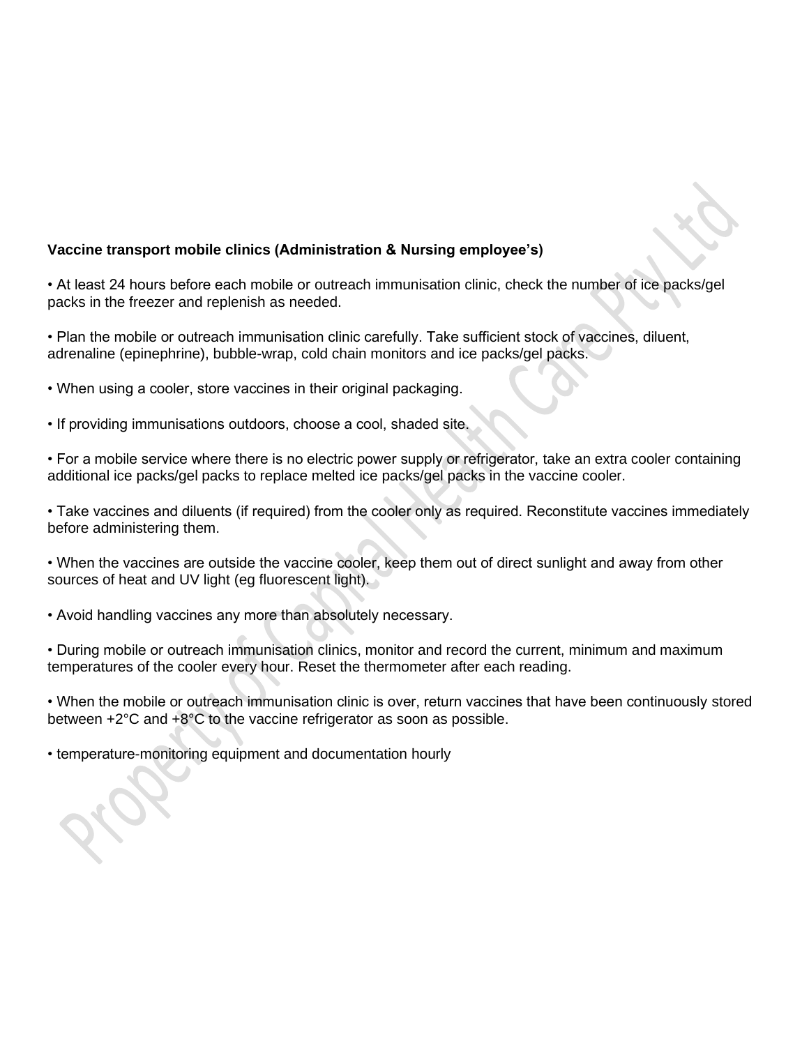**Vaccine transport mobile clinics (Administration & Nursing employee's)**

• At least 24 hours before each mobile or outreach immunisation clinic, check the number of ice packs/gel packs in the freezer and replenish as needed.

• Plan the mobile or outreach immunisation clinic carefully. Take sufficient stock of vaccines, diluent, adrenaline (epinephrine), bubble-wrap, cold chain monitors and ice packs/gel packs.

• When using a cooler, store vaccines in their original packaging.

• If providing immunisations outdoors, choose a cool, shaded site.

• For a mobile service where there is no electric power supply or refrigerator, take an extra cooler containing additional ice packs/gel packs to replace melted ice packs/gel packs in the vaccine cooler.

• Take vaccines and diluents (if required) from the cooler only as required. Reconstitute vaccines immediately before administering them.

• When the vaccines are outside the vaccine cooler, keep them out of direct sunlight and away from other sources of heat and UV light (eg fluorescent light).

• Avoid handling vaccines any more than absolutely necessary.

• During mobile or outreach immunisation clinics, monitor and record the current, minimum and maximum temperatures of the cooler every hour. Reset the thermometer after each reading.

• When the mobile or outreach immunisation clinic is over, return vaccines that have been continuously stored between +2°C and +8°C to the vaccine refrigerator as soon as possible.

• temperature-monitoring equipment and documentation hourly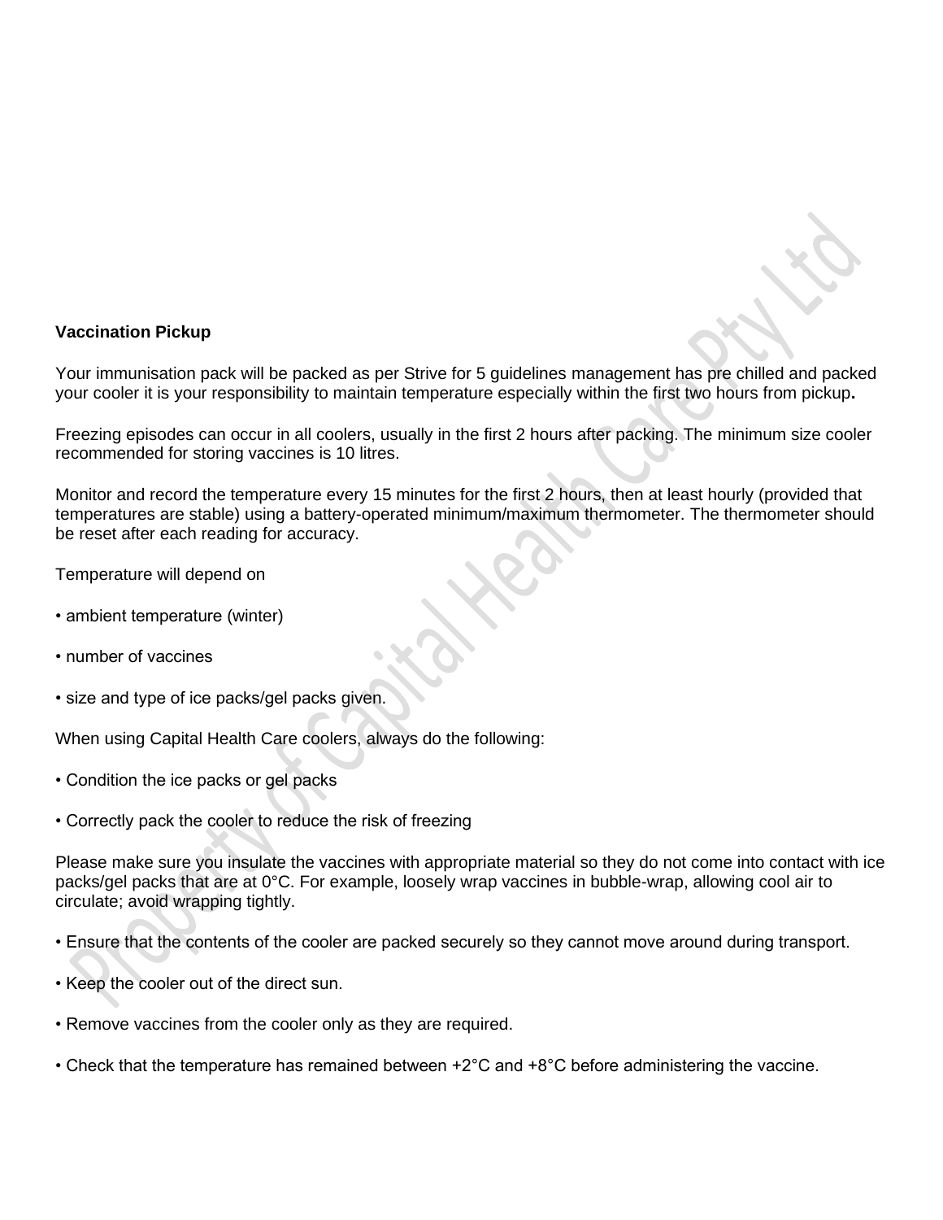**Vaccination Pickup**

Your immunisation pack will be packed as per Strive for 5 guidelines management has pre chilled and packed your cooler it is your responsibility to maintain temperature especially within the first two hours from pickup**.**

Freezing episodes can occur in all coolers, usually in the first 2 hours after packing. The minimum size cooler recommended for storing vaccines is 10 litres.

Monitor and record the temperature every 15 minutes for the first 2 hours, then at least hourly (provided that temperatures are stable) using a battery-operated minimum/maximum thermometer. The thermometer should be reset after each reading for accuracy.

Temperature will depend on

- ambient temperature (winter)
- number of vaccines
- size and type of ice packs/gel packs given.

When using Capital Health Care coolers, always do the following:

- Condition the ice packs or gel packs
- Correctly pack the cooler to reduce the risk of freezing

Please make sure you insulate the vaccines with appropriate material so they do not come into contact with ice packs/gel packs that are at 0°C. For example, loosely wrap vaccines in bubble-wrap, allowing cool air to circulate; avoid wrapping tightly.

- Ensure that the contents of the cooler are packed securely so they cannot move around during transport.
- Keep the cooler out of the direct sun.
- Remove vaccines from the cooler only as they are required.
- Check that the temperature has remained between +2°C and +8°C before administering the vaccine.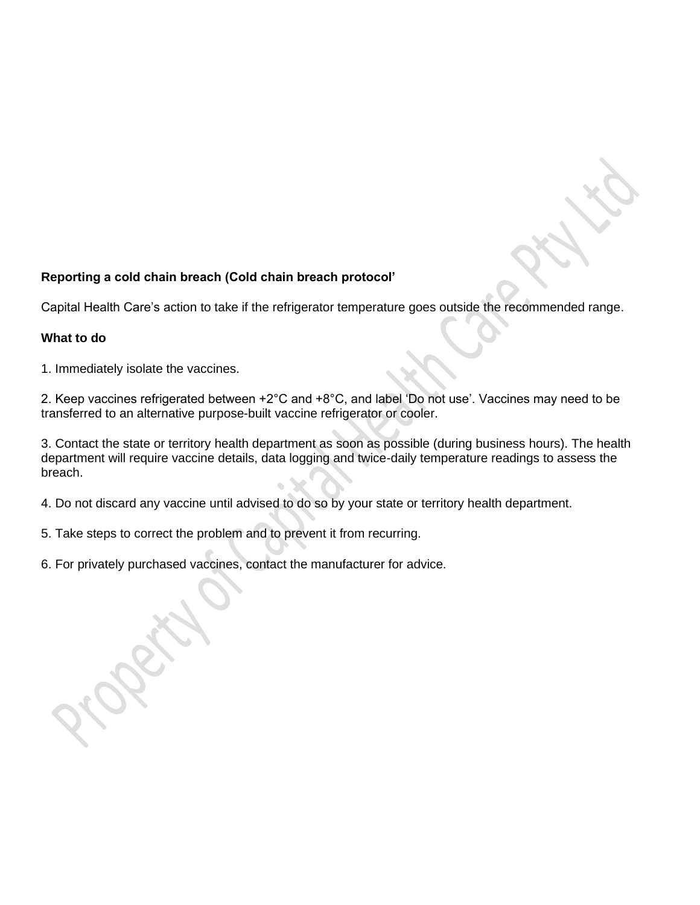**Reporting a cold chain breach (Cold chain breach protocol'**

Capital Health Care's action to take if the refrigerator temperature goes outside the recommended range.

**What to do**

1. Immediately isolate the vaccines.

2. Keep vaccines refrigerated between +2°C and +8°C, and label 'Do not use'. Vaccines may need to be transferred to an alternative purpose-built vaccine refrigerator or cooler.

3. Contact the state or territory health department as soon as possible (during business hours). The health department will require vaccine details, data logging and twice-daily temperature readings to assess the breach.

4. Do not discard any vaccine until advised to do so by your state or territory health department.

5. Take steps to correct the problem and to prevent it from recurring.

6. For privately purchased vaccines, contact the manufacturer for advice.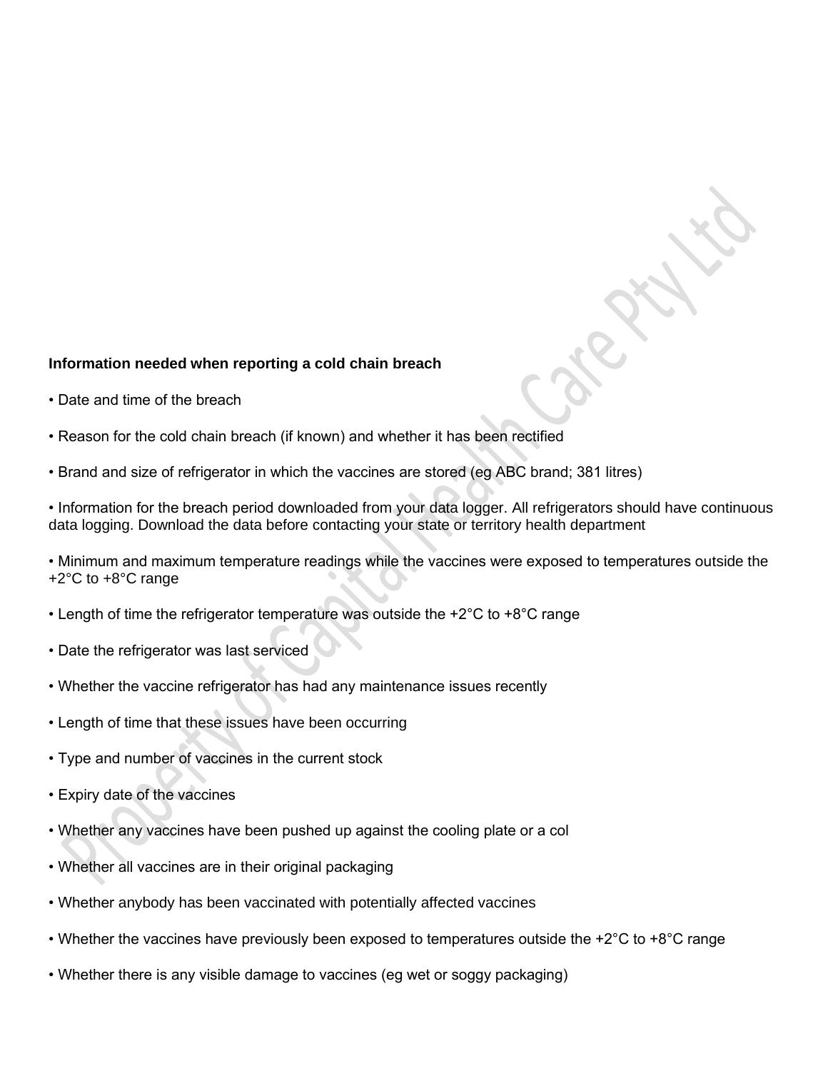**Information needed when reporting a cold chain breach**

- Date and time of the breach
- Reason for the cold chain breach (if known) and whether it has been rectified
- Brand and size of refrigerator in which the vaccines are stored (eg ABC brand; 381 litres)
- Information for the breach period downloaded from your data logger. All refrigerators should have continuous data logging. Download the data before contacting your state or territory health department
- Minimum and maximum temperature readings while the vaccines were exposed to temperatures outside the +2°C to +8°C range
- Length of time the refrigerator temperature was outside the +2°C to +8°C range
- Date the refrigerator was last serviced
- Whether the vaccine refrigerator has had any maintenance issues recently
- Length of time that these issues have been occurring
- Type and number of vaccines in the current stock
- Expiry date of the vaccines
- Whether any vaccines have been pushed up against the cooling plate or a col
- Whether all vaccines are in their original packaging
- Whether anybody has been vaccinated with potentially affected vaccines
- Whether the vaccines have previously been exposed to temperatures outside the +2°C to +8°C range
- Whether there is any visible damage to vaccines (eg wet or soggy packaging)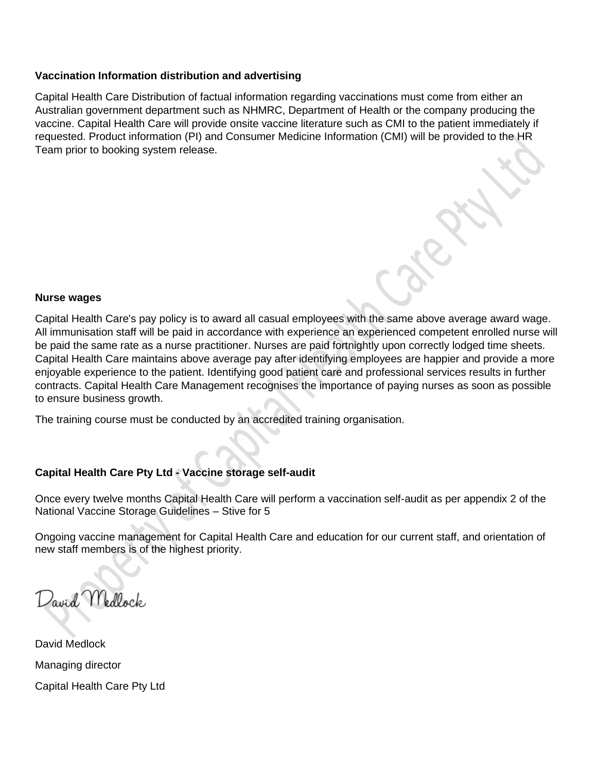**Vaccination Information distribution and advertising**

Capital Health Care Distribution of factual information regarding vaccinations must come from either an Australian government department such as NHMRC, Department of Health or the company producing the vaccine. Capital Health Care will provide onsite vaccine literature such as CMI to the patient immediately if requested. Product information (PI) and Consumer Medicine Information (CMI) will be provided to the HR Team prior to booking system release.

**Nurse wages**

Capital Health Care's pay policy is to award all casual employees with the same above average award wage. All immunisation staff will be paid in accordance with experience an experienced competent enrolled nurse will be paid the same rate as a nurse practitioner. Nurses are paid fortnightly upon correctly lodged time sheets. Capital Health Care maintains above average pay after identifying employees are happier and provide a more enjoyable experience to the patient. Identifying good patient care and professional services results in further contracts. Capital Health Care Management recognises the importance of paying nurses as soon as possible to ensure business growth.

The training course must be conducted by an accredited training organisation.

**Capital Health Care Pty Ltd - Vaccine storage self-audit**

Once every twelve months Capital Health Care will perform a vaccination self-audit as per appendix 2 of the National Vaccine Storage Guidelines – Stive for 5

Ongoing vaccine management for Capital Health Care and education for our current staff, and orientation of new staff members is of the highest priority.

David Medlock

David Medlock

Managing director

Capital Health Care Pty Ltd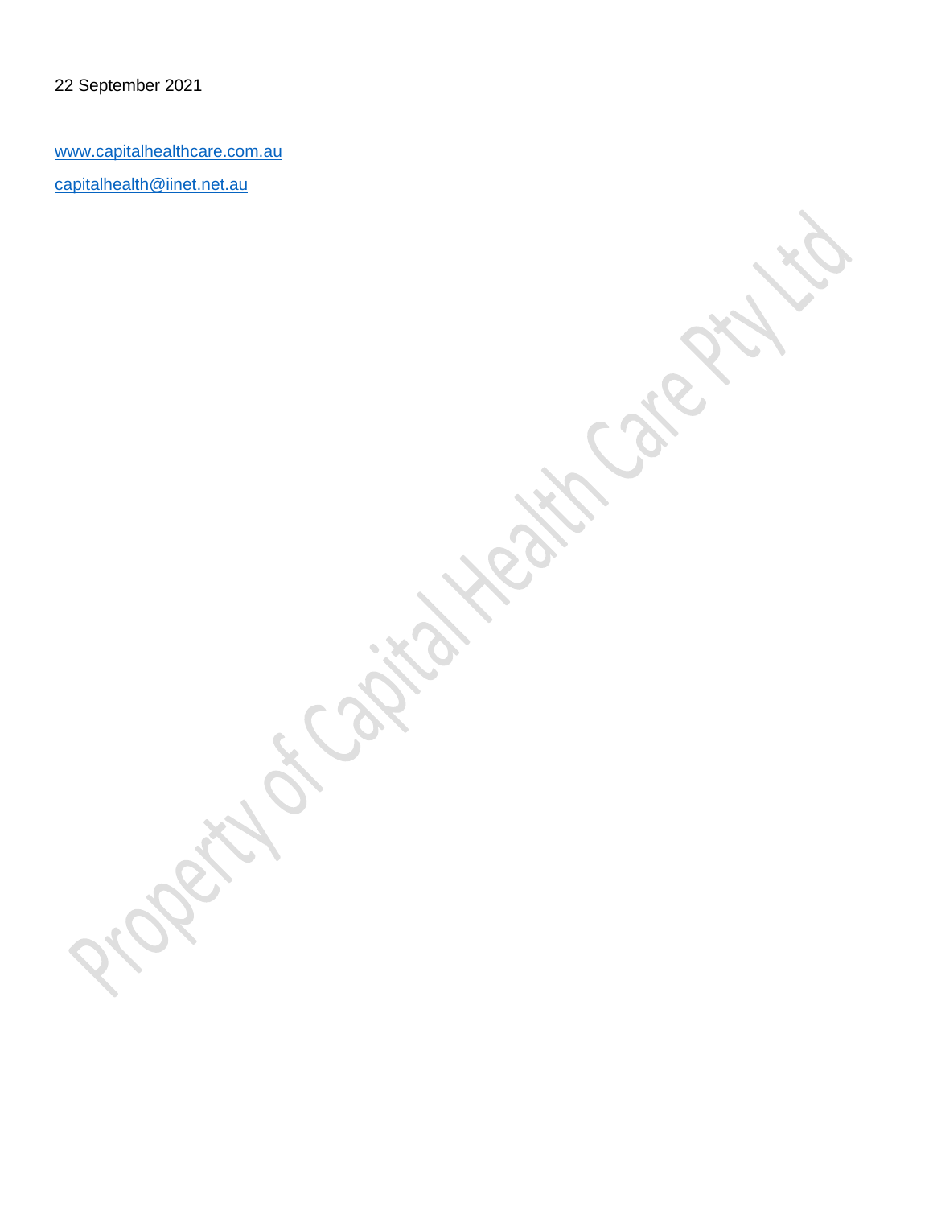22 September 2021

www.capitalhealthcare.com.au

capitalhealth@iinet.net.au